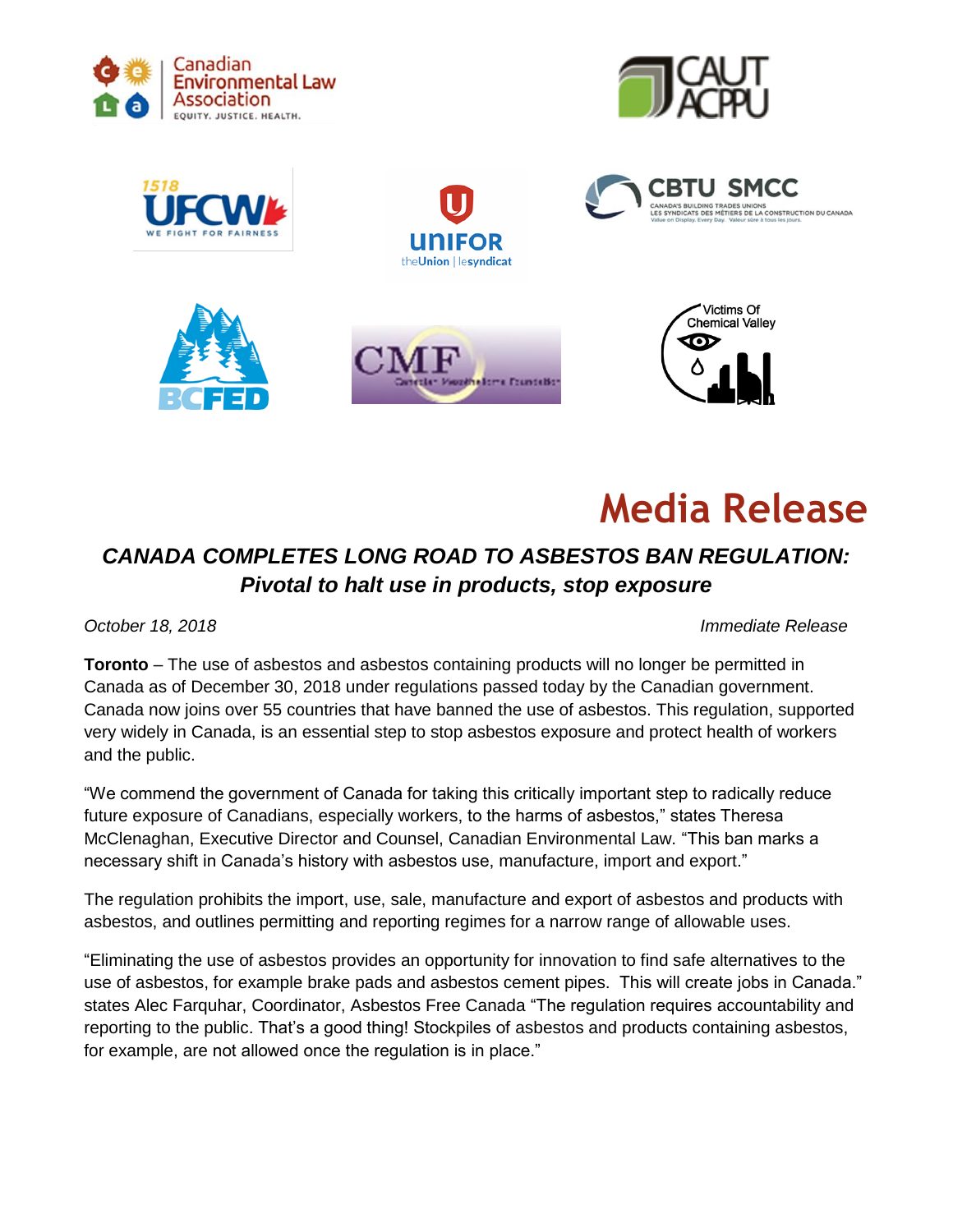# Media Release

## *CANADA COMPLETES LONG ROAD TO ASBESTOS BAN REGULATION: Pivotal to halt use in products, stop exposure*

*October 18, 2018* *Immediate Release*

**Toronto** – The use of asbestos and asbestos containing products will no longer be permitted in Canada as of December 30, 2018 under regulations passed today by the Canadian government. Canada now joins over 55 countries that have banned the use of asbestos. This regulation, supported very widely in Canada, is an essential step to stop asbestos exposure and protect health of workers and the public.

"We commend the government of Canada for taking this critically important step to radically reduce future exposure of Canadians, especially workers, to the harms of asbestos," states Theresa McClenaghan, Executive Director and Counsel, Canadian Environmental Law. "This ban marks a necessary shift in Canada's history with asbestos use, manufacture, import and export."

The regulation prohibits the import, use, sale, manufacture and export of asbestos and products with asbestos, and outlines permitting and reporting regimes for a narrow range of allowable uses.

"Eliminating the use of asbestos provides an opportunity for innovation to find safe alternatives to the use of asbestos, for example brake pads and asbestos cement pipes. This will create jobs in Canada." states Alec Farquhar, Coordinator, Asbestos Free Canada "The regulation requires accountability and reporting to the public. That's a good thing! Stockpiles of asbestos and products containing asbestos, for example, are not allowed once the regulation is in place."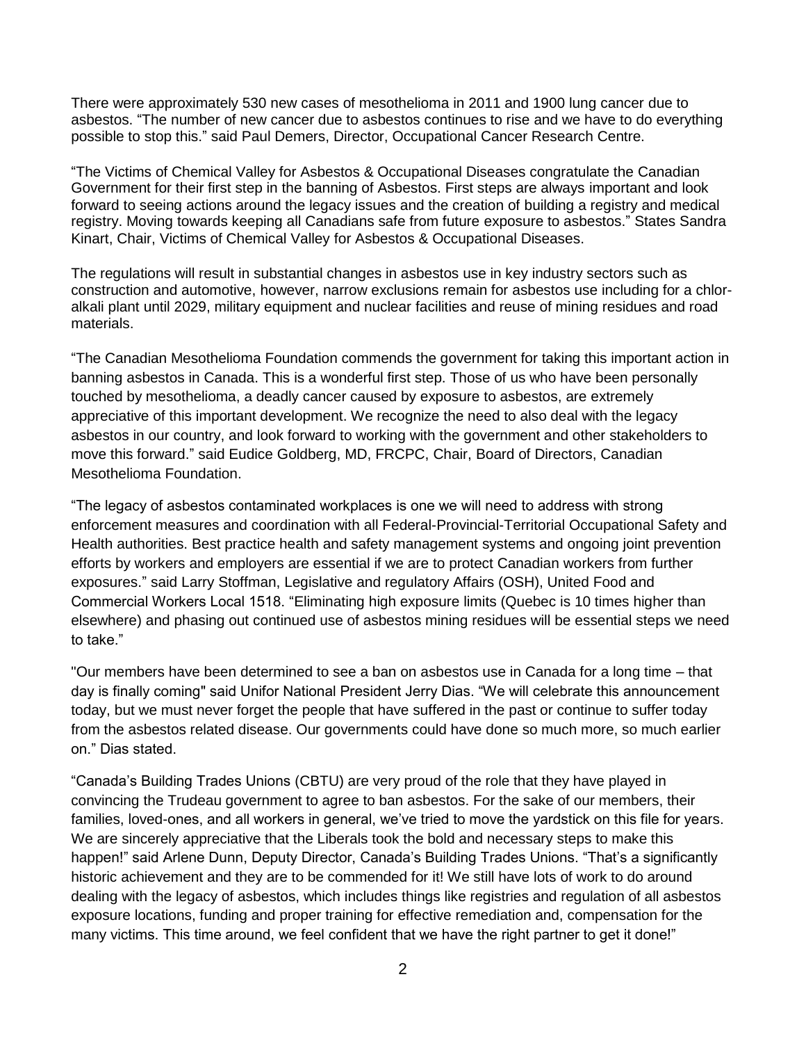There were approximately 530 new cases of mesothelioma in 2011 and 1900 lung cancer due to asbestos. "The number of new cancer due to asbestos continues to rise and we have to do everything possible to stop this." said Paul Demers, Director, Occupational Cancer Research Centre.

"The Victims of Chemical Valley for Asbestos & Occupational Diseases congratulate the Canadian Government for their first step in the banning of Asbestos. First steps are always important and look forward to seeing actions around the legacy issues and the creation of building a registry and medical registry. Moving towards keeping all Canadians safe from future exposure to asbestos." States Sandra Kinart, Chair, Victims of Chemical Valley for Asbestos & Occupational Diseases.

The regulations will result in substantial changes in asbestos use in key industry sectors such as construction and automotive, however, narrow exclusions remain for asbestos use including for a chlor-alkali plant until 2029, military equipment and nuclear facilities and reuse of mining residues and road materials.

"The Canadian Mesothelioma Foundation commends the government for taking this important action in banning asbestos in Canada. This is a wonderful first step. Those of us who have been personally touched by mesothelioma, a deadly cancer caused by exposure to asbestos, are extremely appreciative of this important development. We recognize the need to also deal with the legacy asbestos in our country, and look forward to working with the government and other stakeholders to move this forward." said Eudice Goldberg, MD, FRCPC, Chair, Board of Directors, Canadian Mesothelioma Foundation.

"The legacy of asbestos contaminated workplaces is one we will need to address with strong enforcement measures and coordination with all Federal-Provincial-Territorial Occupational Safety and Health authorities. Best practice health and safety management systems and ongoing joint prevention efforts by workers and employers are essential if we are to protect Canadian workers from further exposures." said Larry Stoffman, Legislative and regulatory Affairs (OSH), United Food and Commercial Workers Local 1518. "Eliminating high exposure limits (Quebec is 10 times higher than elsewhere) and phasing out continued use of asbestos mining residues will be essential steps we need to take."

"Our members have been determined to see a ban on asbestos use in Canada for a long time – that day is finally coming" said Unifor National President Jerry Dias. "We will celebrate this announcement today, but we must never forget the people that have suffered in the past or continue to suffer today from the asbestos related disease. Our governments could have done so much more, so much earlier on." Dias stated.

"Canada's Building Trades Unions (CBTU) are very proud of the role that they have played in convincing the Trudeau government to agree to ban asbestos. For the sake of our members, their families, loved-ones, and all workers in general, we've tried to move the yardstick on this file for years. We are sincerely appreciative that the Liberals took the bold and necessary steps to make this happen!" said Arlene Dunn, Deputy Director, Canada's Building Trades Unions. "That's a significantly historic achievement and they are to be commended for it! We still have lots of work to do around dealing with the legacy of asbestos, which includes things like registries and regulation of all asbestos exposure locations, funding and proper training for effective remediation and, compensation for the many victims. This time around, we feel confident that we have the right partner to get it done!"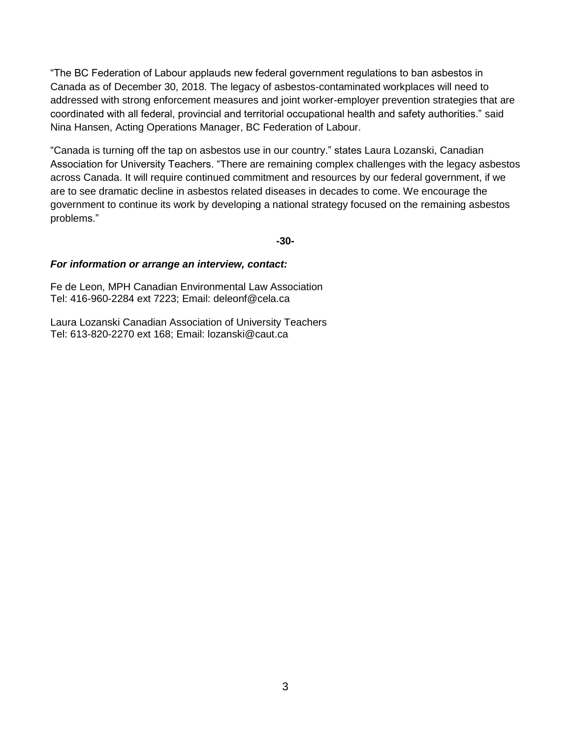"The BC Federation of Labour applauds new federal government regulations to ban asbestos in Canada as of December 30, 2018. The legacy of asbestos-contaminated workplaces will need to addressed with strong enforcement measures and joint worker-employer prevention strategies that are coordinated with all federal, provincial and territorial occupational health and safety authorities." said Nina Hansen, Acting Operations Manager, BC Federation of Labour.

"Canada is turning off the tap on asbestos use in our country." states Laura Lozanski, Canadian Association for University Teachers. "There are remaining complex challenges with the legacy asbestos across Canada. It will require continued commitment and resources by our federal government, if we are to see dramatic decline in asbestos related diseases in decades to come. We encourage the government to continue its work by developing a national strategy focused on the remaining asbestos problems."

**-30-**

***For information or arrange an interview, contact:***

Fe de Leon, MPH Canadian Environmental Law Association
Tel: 416-960-2284 ext 7223; Email: deleonf@cela.ca

Laura Lozanski Canadian Association of University Teachers
Tel: 613-820-2270 ext 168; Email: lozanski@caut.ca